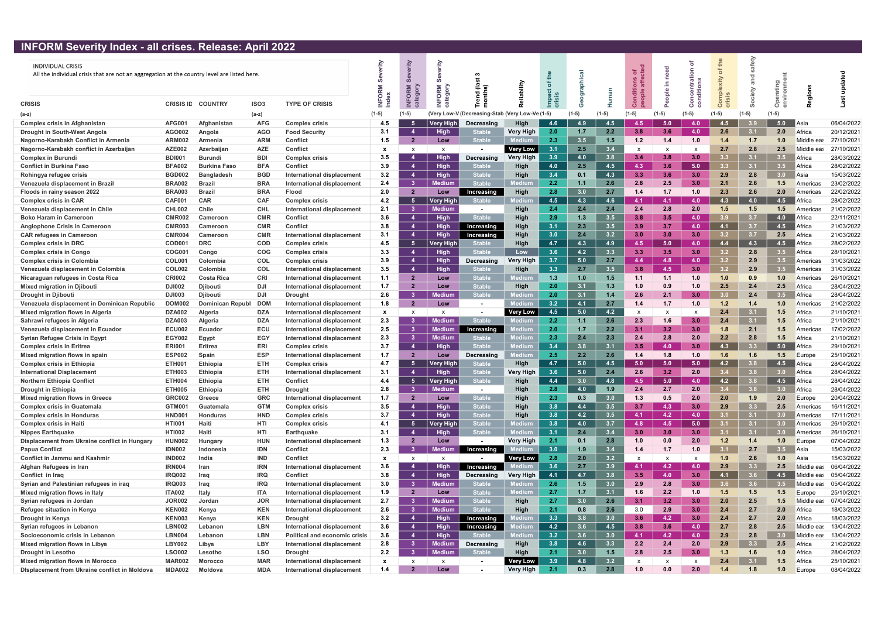# INFORM Severity Index - all crises. Release: April 2022

INDIVIDUAL CRISIS
All the individual crisis that are not an aggregation at the country level are listed here.

| CRISIS | CRISIS ID | COUNTRY | ISO3 | TYPE OF CRISIS | INFORM Severity Index | INFORM Severity category | INFORM Severity category | Trend (last 3 months) | Reliability | Impact of the crisis | Geographical | Human | Conditions of people affected | People in need | Concentration of conditions | Complexity of the crisis | Society and safety | Operating environment | Regions | Last updated |
|---|---|---|---|---|---|---|---|---|---|---|---|---|---|---|---|---|---|---|---|---|
| (a-z) | | | (a-z) | | (1-5) | (1-5) | (Very Low-V | (Decreasing-Stab | (Very Low-Ve | (1-5) | (1-5) | (1-5) | (1-5) | (1-5) | (1-5) | (1-5) | (1-5) | (1-5) | | |
| Complex crisis in Afghanistan | AFG001 | Afghanistan | AFG | Complex crisis | 4.5 | 5 | Very High | Decreasing | High | 4.6 | 4.9 | 4.5 | 4.5 | 5.0 | 4.0 | 4.5 | 3.9 | 5.0 | Asia | 06/04/2022 |
| Drought in South-West Angola | AGO002 | Angola | AGO | Food Security | 3.1 | 4 | High | Stable | Very High | 2.0 | 1.7 | 2.2 | 3.8 | 3.6 | 4.0 | 2.6 | 3.1 | 2.0 | Africa | 20/12/2021 |
| Nagorno-Karabakh Conflict in Armenia | ARM002 | Armenia | ARM | Conflict | 1.5 | 2 | Low | Stable | Medium | 2.3 | 3.5 | 1.5 | 1.2 | 1.4 | 1.0 | 1.4 | 1.7 | 1.0 | Middle eas | 27/10/2021 |
| Nagorno-Karabakh conflict in Azerbaijan | AZE002 | Azerbaijan | AZE | Conflict | x | x | x | - | Very Low | 3.1 | 2.5 | 3.4 | x | x | x | 2.7 | 2.8 | 2.5 | Middle eas | 27/10/2021 |
| Complex in Burundi | BDI001 | Burundi | BDI | Complex crisis | 3.5 | 4 | High | Decreasing | Very High | 3.9 | 4.0 | 3.8 | 3.4 | 3.8 | 3.0 | 3.3 | 3.1 | 3.5 | Africa | 28/03/2022 |
| Conflict in Burkina Faso | BFA002 | Burkina Faso | BFA | Conflict | 3.9 | 4 | High | Stable | High | 4.0 | 2.5 | 4.5 | 4.3 | 3.6 | 5.0 | 3.3 | 3.1 | 3.5 | Africa | 28/02/2022 |
| Rohingya refugee crisis | BGD002 | Bangladesh | BGD | International displacement | 3.2 | 4 | High | Stable | High | 3.4 | 0.1 | 4.3 | 3.3 | 3.6 | 3.0 | 2.9 | 2.8 | 3.0 | Asia | 15/03/2022 |
| Venezuela displacement in Brazil | BRA002 | Brazil | BRA | International displacement | 2.4 | 3 | Medium | Stable | Medium | 2.2 | 1.1 | 2.6 | 2.8 | 2.5 | 3.0 | 2.1 | 2.6 | 1.5 | Americas | 23/02/2022 |
| Floods in rainy season 2022 | BRA003 | Brazil | BRA | Flood | 2.0 | 2 | Low | Increasing | High | 2.8 | 3.0 | 2.7 | 1.4 | 1.7 | 1.0 | 2.3 | 2.6 | 2.0 | Americas | 22/02/2022 |
| Complex crisis in CAR | CAF001 | CAR | CAF | Complex crisis | 4.2 | 5 | Very High | Stable | Medium | 4.5 | 4.3 | 4.6 | 4.1 | 4.1 | 4.0 | 4.3 | 4.0 | 4.5 | Africa | 28/02/2022 |
| Venezuela displacement in Chile | CHL002 | Chile | CHL | International displacement | 2.1 | 3 | Medium | - | High | 2.4 | 2.4 | 2.4 | 2.4 | 2.8 | 2.0 | 1.5 | 1.5 | 1.5 | Americas | 21/02/2022 |
| Boko Haram in Cameroon | CMR002 | Cameroon | CMR | Conflict | 3.6 | 4 | High | Stable | High | 2.9 | 1.3 | 3.5 | 3.8 | 3.5 | 4.0 | 3.9 | 3.7 | 4.0 | Africa | 22/11/2021 |
| Anglophone Crisis in Cameroon | CMR003 | Cameroon | CMR | Conflict | 3.8 | 4 | High | Increasing | High | 3.1 | 2.3 | 3.5 | 3.9 | 3.7 | 4.0 | 4.1 | 3.7 | 4.5 | Africa | 21/03/2022 |
| CAR refugees in Cameroon | CMR004 | Cameroon | CMR | International displacement | 3.1 | 4 | High | Increasing | High | 3.0 | 2.4 | 3.2 | 3.0 | 3.0 | 3.0 | 3.2 | 3.7 | 2.5 | Africa | 21/03/2022 |
| Complex crisis in DRC | COD001 | DRC | COD | Complex crisis | 4.5 | 5 | Very High | Stable | High | 4.7 | 4.3 | 4.9 | 4.5 | 5.0 | 4.0 | 4.4 | 4.3 | 4.5 | Africa | 28/02/2022 |
| Complex crisis in Congo | COG001 | Congo | COG | Complex crisis | 3.3 | 4 | High | Stable | Low | 3.6 | 4.2 | 3.3 | 3.3 | 3.5 | 3.0 | 3.2 | 2.8 | 3.5 | Africa | 28/10/2021 |
| Complex crisis in Colombia | COL001 | Colombia | COL | Complex crisis | 3.9 | 4 | High | Decreasing | Very High | 3.7 | 5.0 | 2.7 | 4.4 | 4.8 | 4.0 | 3.2 | 2.9 | 3.5 | Americas | 31/03/2022 |
| Venezuela displacement in Colombia | COL002 | Colombia | COL | International displacement | 3.5 | 4 | High | Stable | High | 3.3 | 2.7 | 3.5 | 3.8 | 4.5 | 3.0 | 3.2 | 2.9 | 3.5 | Americas | 31/03/2022 |
| Nicaraguan refugees in Costa Rica | CRI002 | Costa Rica | CRI | International displacement | 1.1 | 2 | Low | Stable | Medium | 1.3 | 1.0 | 1.5 | 1.1 | 1.1 | 1.0 | 1.0 | 0.9 | 1.0 | Americas | 26/10/2021 |
| Mixed migration in Djibouti | DJI002 | Djibouti | DJI | International displacement | 1.7 | 2 | Low | Stable | High | 2.0 | 3.1 | 1.3 | 1.0 | 0.9 | 1.0 | 2.5 | 2.4 | 2.5 | Africa | 28/04/2022 |
| Drought in Djibouti | DJI003 | Djibouti | DJI | Drought | 2.6 | 3 | Medium | Stable | Medium | 2.0 | 3.1 | 1.4 | 2.6 | 2.1 | 3.0 | 3.0 | 2.4 | 3.5 | Africa | 28/04/2022 |
| Venezuela displacement in Dominican Republic | DOM002 | Dominican Republ | DOM | International displacement | 1.8 | 2 | Low | - | Medium | 3.2 | 4.1 | 2.7 | 1.4 | 1.7 | 1.0 | 1.2 | 1.4 | 1.0 | Americas | 21/02/2022 |
| Mixed migration flows in Algeria | DZA002 | Algeria | DZA | International displacement | x | x | x | - | Very Low | 4.5 | 5.0 | 4.2 | x | x | x | 2.4 | 3.1 | 1.5 | Africa | 21/10/2021 |
| Sahrawi refugees in Algeria | DZA003 | Algeria | DZA | International displacement | 2.3 | 3 | Medium | Stable | Medium | 2.2 | 1.1 | 2.6 | 2.3 | 1.6 | 3.0 | 2.4 | 3.1 | 1.5 | Africa | 21/10/2021 |
| Venezuela displacement in Ecuador | ECU002 | Ecuador | ECU | International displacement | 2.5 | 3 | Medium | Increasing | Medium | 2.0 | 1.7 | 2.2 | 3.1 | 3.2 | 3.0 | 1.8 | 2.1 | 1.5 | Americas | 17/02/2022 |
| Syrian Refugee Crisis in Egypt | EGY002 | Egypt | EGY | International displacement | 2.3 | 3 | Medium | Stable | Medium | 2.3 | 2.4 | 2.3 | 2.4 | 2.8 | 2.0 | 2.2 | 2.8 | 1.5 | Africa | 21/10/2021 |
| Complex crisis in Eritrea | ERI001 | Eritrea | ERI | Complex crisis | 3.7 | 4 | High | Stable | Medium | 3.4 | 3.8 | 3.1 | 3.5 | 4.0 | 3.0 | 4.3 | 3.3 | 5.0 | Africa | 29/10/2021 |
| Mixed migration flows in spain | ESP002 | Spain | ESP | International displacement | 1.7 | 2 | Low | Decreasing | Medium | 2.5 | 2.2 | 2.6 | 1.4 | 1.8 | 1.0 | 1.6 | 1.6 | 1.5 | Europe | 25/10/2021 |
| Complex crisis in Ethiopia | ETH001 | Ethiopia | ETH | Complex crisis | 4.7 | 5 | Very High | Stable | High | 4.7 | 5.0 | 4.5 | 5.0 | 5.0 | 5.0 | 4.2 | 3.8 | 4.5 | Africa | 28/04/2022 |
| International Displacement | ETH003 | Ethiopia | ETH | International displacement | 3.1 | 4 | High | Stable | Very High | 3.6 | 5.0 | 2.4 | 2.6 | 3.2 | 2.0 | 3.4 | 3.8 | 3.0 | Africa | 28/04/2022 |
| Northern Ethiopia Conflict | ETH004 | Ethiopia | ETH | Conflict | 4.4 | 5 | Very High | Stable | High | 4.4 | 3.0 | 4.8 | 4.5 | 5.0 | 4.0 | 4.2 | 3.8 | 4.5 | Africa | 28/04/2022 |
| Drought in Ethiopia | ETH005 | Ethiopia | ETH | Drought | 2.8 | 3 | Medium | - | High | 2.8 | 4.0 | 1.9 | 2.4 | 2.7 | 2.0 | 3.4 | 3.8 | 3.0 | Africa | 28/04/2022 |
| Mixed migration flows in Greece | GRC002 | Greece | GRC | International displacement | 1.7 | 2 | Low | Stable | High | 2.3 | 0.3 | 3.0 | 1.3 | 0.5 | 2.0 | 2.0 | 1.9 | 2.0 | Europe | 20/04/2022 |
| Complex crisis in Guatemala | GTM001 | Guatemala | GTM | Complex crisis | 3.5 | 4 | High | Stable | High | 3.8 | 4.4 | 3.5 | 3.7 | 4.3 | 3.0 | 2.9 | 3.3 | 2.5 | Americas | 16/11/2021 |
| Complex crisis in Honduras | HND001 | Honduras | HND | Complex crisis | 3.7 | 4 | High | Stable | High | 3.8 | 4.2 | 3.5 | 4.1 | 4.2 | 4.0 | 3.1 | 3.1 | 3.0 | Americas | 17/11/2021 |
| Complex crisis in Haiti | HTI001 | Haiti | HTI | Complex crisis | 4.1 | 5 | Very High | Stable | Medium | 3.8 | 4.0 | 3.7 | 4.8 | 4.5 | 5.0 | 3.1 | 3.1 | 3.0 | Americas | 26/10/2021 |
| Nippes Earthquake | HTI002 | Haiti | HTI | Earthquake | 3.1 | 4 | High | Stable | Medium | 3.1 | 2.4 | 3.4 | 3.0 | 3.0 | 3.0 | 3.1 | 3.1 | 3.0 | Americas | 26/10/2021 |
| Displacement from Ukraine conflict in Hungary | HUN002 | Hungary | HUN | International displacement | 1.3 | 2 | Low | - | Very High | 2.1 | 0.1 | 2.8 | 1.0 | 0.0 | 2.0 | 1.2 | 1.4 | 1.0 | Europe | 07/04/2022 |
| Papua Conflict | IDN002 | Indonesia | IDN | Conflict | 2.3 | 3 | Medium | Increasing | Medium | 3.0 | 1.9 | 3.4 | 1.4 | 1.7 | 1.0 | 3.1 | 2.7 | 3.5 | Asia | 15/03/2022 |
| Conflict in Jammu and Kashmir | IND002 | India | IND | Conflict | x | x | x | - | Very Low | 2.8 | 2.0 | 3.2 | x | x | x | 1.9 | 2.6 | 1.0 | Asia | 15/03/2022 |
| Afghan Refugees in Iran | IRN004 | Iran | IRN | International displacement | 3.6 | 4 | High | Increasing | Medium | 3.6 | 2.7 | 3.9 | 4.1 | 4.2 | 4.0 | 2.9 | 3.3 | 2.5 | Middle eas | 06/04/2022 |
| Conflict in Iraq | IRQ002 | Iraq | IRQ | Conflict | 3.8 | 4 | High | Decreasing | Very High | 4.1 | 4.7 | 3.8 | 3.5 | 4.0 | 3.0 | 4.1 | 3.6 | 4.5 | Middle eas | 05/04/2022 |
| Syrian and Palestinian refugees in iraq | IRQ003 | Iraq | IRQ | International displacement | 3.0 | 3 | Medium | Stable | Medium | 2.6 | 1.5 | 3.0 | 2.9 | 2.8 | 3.0 | 3.6 | 3.6 | 3.5 | Middle eas | 05/04/2022 |
| Mixed migration flows in Italy | ITA002 | Italy | ITA | International displacement | 1.9 | 2 | Low | Stable | Medium | 2.7 | 1.7 | 3.1 | 1.6 | 2.2 | 1.0 | 1.5 | 1.5 | 1.5 | Europe | 25/10/2021 |
| Syrian refugees in Jordan | JOR002 | Jordan | JOR | International displacement | 2.7 | 3 | Medium | Stable | High | 2.7 | 3.0 | 2.6 | 3.1 | 3.2 | 3.0 | 2.0 | 2.5 | 1.5 | Middle eas | 07/04/2022 |
| Refugee situation in Kenya | KEN002 | Kenya | KEN | International displacement | 2.6 | 3 | Medium | Stable | High | 2.1 | 0.8 | 2.6 | 3.0 | 2.9 | 3.0 | 2.4 | 2.7 | 2.0 | Africa | 18/03/2022 |
| Drought in Kenya | KEN003 | Kenya | KEN | Drought | 3.2 | 4 | High | Increasing | Medium | 3.3 | 3.8 | 3.0 | 3.6 | 4.2 | 3.0 | 2.4 | 2.7 | 2.0 | Africa | 18/03/2022 |
| Syrian refugees in Lebanon | LBN002 | Lebanon | LBN | International displacement | 3.6 | 4 | High | Increasing | Medium | 4.2 | 3.6 | 4.5 | 3.8 | 3.6 | 4.0 | 2.7 | 2.8 | 2.5 | Middle eas | 13/04/2022 |
| Socioeconomic crisis in Lebanon | LBN004 | Lebanon | LBN | Political and economic crisis | 3.6 | 4 | High | Stable | Medium | 3.2 | 3.6 | 3.0 | 4.1 | 4.2 | 4.0 | 2.9 | 2.8 | 3.0 | Middle eas | 13/04/2022 |
| Mixed migration flows in Libya | LBY002 | Libya | LBY | International displacement | 2.8 | 3 | Medium | Decreasing | High | 3.8 | 4.6 | 3.3 | 2.2 | 2.4 | 2.0 | 2.9 | 3.3 | 2.5 | Africa | 21/02/2022 |
| Drought in Lesotho | LSO002 | Lesotho | LSO | Drought | 2.2 | 3 | Medium | Stable | High | 2.1 | 3.0 | 1.5 | 2.8 | 2.5 | 3.0 | 1.3 | 1.6 | 1.0 | Africa | 28/04/2022 |
| Mixed migration flows in Morocco | MAR002 | Morocco | MAR | International displacement | x | x | x | - | Very Low | 3.9 | 4.8 | 3.2 | x | x | x | 2.4 | 3.1 | 1.5 | Africa | 25/10/2021 |
| DIsplacement from Ukraine conflict in Moldova | MDA002 | Moldova | MDA | International displacement | 1.4 | 2 | Low | - | Very High | 2.1 | 0.3 | 2.8 | 1.0 | 0.0 | 2.0 | 1.4 | 1.8 | 1.0 | Europe | 08/04/2022 |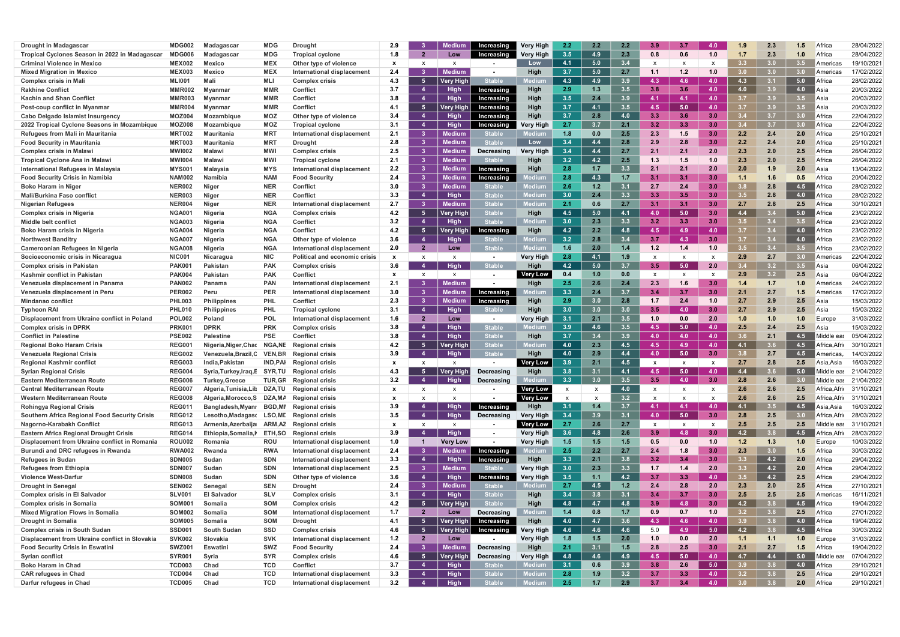| | | | | | | | | | | | | | | | | | | | | | |
|---|---|---|---|---|---|---|---|---|---|---|---|---|---|---|---|---|---|---|---|---|---|
| Drought in Madagascar | MDG002 | Madagascar | MDG | Drought | 2.9 | 3 | Medium | Increasing | Very High | 2.2 | 2.2 | 2.2 | 3.9 | 3.7 | 4.0 | 1.9 | 2.3 | 1.5 | Africa | 28/04/2022 |
| Tropical Cyclones Season in 2022 in Madagascar | MDG006 | Madagascar | MDG | Tropical cyclone | 1.8 | 2 | Low | Increasing | Very High | 3.5 | 4.9 | 2.3 | 0.8 | 0.6 | 1.0 | 1.7 | 2.3 | 1.0 | Africa | 28/04/2022 |
| Criminal Violence in Mexico | MEX002 | Mexico | MEX | Other type of violence | x | x | x | - | Low | 4.1 | 5.0 | 3.4 | x | x | x | 3.3 | 3.0 | 3.5 | Americas | 19/10/2021 |
| Mixed Migration in Mexico | MEX003 | Mexico | MEX | International displacement | 2.4 | 3 | Medium | - | High | 3.7 | 5.0 | 2.7 | 1.1 | 1.2 | 1.0 | 3.0 | 3.0 | 3.0 | Americas | 17/02/2022 |
| Complex crisis in Mali | MLI001 | Mali | MLI | Complex crisis | 4.3 | 5 | Very High | Stable | Medium | 4.3 | 4.9 | 3.9 | 4.3 | 4.6 | 4.0 | 4.3 | 3.1 | 5.0 | Africa | 28/02/2022 |
| Rakhine Conflict | MMR002 | Myanmar | MMR | Conflict | 3.7 | 4 | High | Increasing | High | 2.9 | 1.3 | 3.5 | 3.8 | 3.6 | 4.0 | 4.0 | 3.9 | 4.0 | Asia | 20/03/2022 |
| Kachin and Shan Conflict | MMR003 | Myanmar | MMR | Conflict | 3.8 | 4 | High | Increasing | High | 3.5 | 2.4 | 3.9 | 4.1 | 4.1 | 4.0 | 3.7 | 3.9 | 3.5 | Asia | 20/03/2022 |
| Post-coup conflict in Myanmar | MMR004 | Myanmar | MMR | Conflict | 4.1 | 5 | Very High | Increasing | High | 3.7 | 4.1 | 3.5 | 4.5 | 5.0 | 4.0 | 3.7 | 3.9 | 3.5 | Asia | 20/03/2022 |
| Cabo Delgado Islamist Insurgency | MOZ004 | Mozambique | MOZ | Other type of violence | 3.4 | 4 | High | Increasing | High | 3.7 | 2.8 | 4.0 | 3.3 | 3.6 | 3.0 | 3.4 | 3.7 | 3.0 | Africa | 22/04/2022 |
| 2022 Tropical Cyclone Seasons in Mozambique | MOZ008 | Mozambique | MOZ | Tropical cyclone | 3.1 | 4 | High | Increasing | Very High | 2.7 | 3.7 | 2.1 | 3.2 | 3.3 | 3.0 | 3.4 | 3.7 | 3.0 | Africa | 22/04/2022 |
| Refugees from Mali in Mauritania | MRT002 | Mauritania | MRT | International displacement | 2.1 | 3 | Medium | Stable | Medium | 1.8 | 0.0 | 2.5 | 2.3 | 1.5 | 3.0 | 2.2 | 2.4 | 2.0 | Africa | 25/10/2021 |
| Food Security in Mauritania | MRT003 | Mauritania | MRT | Drought | 2.8 | 3 | Medium | Stable | Low | 3.4 | 4.4 | 2.8 | 2.9 | 2.8 | 3.0 | 2.2 | 2.4 | 2.0 | Africa | 25/10/2021 |
| Complex crisis in Malawi | MWI002 | Malawi | MWI | Complex crisis | 2.5 | 3 | Medium | Decreasing | Very High | 3.4 | 4.4 | 2.7 | 2.1 | 2.1 | 2.0 | 2.3 | 2.0 | 2.5 | Africa | 26/04/2022 |
| Tropical Cyclone Ana in Malawi | MWI004 | Malawi | MWI | Tropical cyclone | 2.1 | 3 | Medium | Stable | High | 3.2 | 4.2 | 2.5 | 1.3 | 1.5 | 1.0 | 2.3 | 2.0 | 2.5 | Africa | 26/04/2022 |
| International Refugees in Malaysia | MYS001 | Malaysia | MYS | International displacement | 2.2 | 3 | Medium | Increasing | High | 2.8 | 1.7 | 3.3 | 2.1 | 2.1 | 2.0 | 2.0 | 1.9 | 2.0 | Asia | 13/04/2022 |
| Food Security Crisis in Namibia | NAM002 | Namibia | NAM | Food Security | 2.4 | 3 | Medium | Increasing | Medium | 2.8 | 4.3 | 1.7 | 3.1 | 3.1 | 3.0 | 1.1 | 1.6 | 0.5 | Africa | 20/04/2022 |
| Boko Haram in Niger | NER002 | Niger | NER | Conflict | 3.0 | 3 | Medium | Stable | Medium | 2.6 | 1.2 | 3.1 | 2.7 | 2.4 | 3.0 | 3.8 | 2.8 | 4.5 | Africa | 28/02/2022 |
| Mali/Burkina Faso conflict | NER003 | Niger | NER | Conflict | 3.3 | 4 | High | Stable | Medium | 3.0 | 2.4 | 3.3 | 3.3 | 3.5 | 3.0 | 3.5 | 2.8 | 4.0 | Africa | 28/02/2022 |
| Nigerian Refugees | NER004 | Niger | NER | International displacement | 2.7 | 3 | Medium | Stable | Medium | 2.1 | 0.6 | 2.7 | 3.1 | 3.1 | 3.0 | 2.7 | 2.8 | 2.5 | Africa | 30/10/2021 |
| Complex crisis in Nigeria | NGA001 | Nigeria | NGA | Complex crisis | 4.2 | 5 | Very High | Stable | High | 4.5 | 5.0 | 4.1 | 4.0 | 5.0 | 3.0 | 4.4 | 3.4 | 5.0 | Africa | 23/02/2022 |
| Middle belt conflict | NGA003 | Nigeria | NGA | Conflict | 3.2 | 4 | High | Stable | Medium | 3.0 | 2.3 | 3.3 | 3.2 | 3.3 | 3.0 | 3.5 | 3.4 | 3.5 | Africa | 23/02/2022 |
| Boko Haram crisis in Nigeria | NGA004 | Nigeria | NGA | Conflict | 4.2 | 5 | Very High | Increasing | High | 4.2 | 2.2 | 4.8 | 4.5 | 4.9 | 4.0 | 3.7 | 3.4 | 4.0 | Africa | 23/02/2022 |
| Northwest Banditry | NGA007 | Nigeria | NGA | Other type of violence | 3.6 | 4 | High | Stable | Medium | 3.2 | 2.8 | 3.4 | 3.7 | 4.3 | 3.0 | 3.7 | 3.4 | 4.0 | Africa | 23/02/2022 |
| Cameroonian Refugees in Nigeria | NGA008 | Nigeria | NGA | International displacement | 2.0 | 2 | Low | Stable | Medium | 1.6 | 2.0 | 1.4 | 1.2 | 1.4 | 1.0 | 3.5 | 3.4 | 3.5 | Africa | 23/02/2022 |
| Socioeconomic crisis in Nicaragua | NIC001 | Nicaragua | NIC | Political and economic crisis | x | x | x | - | Very High | 2.8 | 4.1 | 1.9 | x | x | x | 2.9 | 2.7 | 3.0 | Americas | 22/04/2022 |
| Complex crisis in Pakistan | PAK001 | Pakistan | PAK | Complex crisis | 3.6 | 4 | High | Stable | High | 4.2 | 5.0 | 3.7 | 3.5 | 5.0 | 2.0 | 3.4 | 3.2 | 3.5 | Asia | 06/04/2022 |
| Kashmir conflict in Pakistan | PAK004 | Pakistan | PAK | Conflict | x | x | x | - | Very Low | 0.4 | 1.0 | 0.0 | x | x | x | 2.9 | 3.2 | 2.5 | Asia | 06/04/2022 |
| Venezuela displacement in Panama | PAN002 | Panama | PAN | International displacement | 2.1 | 3 | Medium | - | High | 2.5 | 2.6 | 2.4 | 2.3 | 1.6 | 3.0 | 1.4 | 1.7 | 1.0 | Americas | 24/02/2022 |
| Venezuela displacement in Peru | PER002 | Peru | PER | International displacement | 3.0 | 3 | Medium | Increasing | Medium | 3.3 | 2.4 | 3.7 | 3.4 | 3.7 | 3.0 | 2.1 | 2.7 | 1.5 | Americas | 17/02/2022 |
| Mindanao conflict | PHL003 | Philippines | PHL | Conflict | 2.3 | 3 | Medium | Increasing | High | 2.9 | 3.0 | 2.8 | 1.7 | 2.4 | 1.0 | 2.7 | 2.9 | 2.5 | Asia | 15/03/2022 |
| Typhoon RAI | PHL010 | Philippines | PHL | Tropical cyclone | 3.1 | 4 | High | Stable | High | 3.0 | 3.0 | 3.0 | 3.5 | 4.0 | 3.0 | 2.7 | 2.9 | 2.5 | Asia | 15/03/2022 |
| Displacement from Ukraine conflict in Poland | POL002 | Poland | POL | International displacement | 1.6 | 2 | Low | - | Very High | 3.1 | 2.1 | 3.5 | 1.0 | 0.0 | 2.0 | 1.0 | 1.0 | 1.0 | Europe | 31/03/2022 |
| Complex crisis in DPRK | PRK001 | DPRK | PRK | Complex crisis | 3.8 | 4 | High | Stable | Medium | 3.9 | 4.6 | 3.5 | 4.5 | 5.0 | 4.0 | 2.5 | 2.4 | 2.5 | Asia | 15/03/2022 |
| Conflict in Palestine | PSE002 | Palestine | PSE | Conflict | 3.8 | 4 | High | Stable | High | 3.7 | 3.4 | 3.9 | 4.0 | 4.0 | 4.0 | 3.6 | 2.1 | 4.5 | Middle eas | 05/04/2022 |
| Regional Boko Haram Crisis | REG001 | Nigeria,Niger,Chac | NGA,NE | Regional crisis | 4.2 | 5 | Very High | Stable | Medium | 4.0 | 2.3 | 4.5 | 4.5 | 4.9 | 4.0 | 4.1 | 3.6 | 4.5 | Africa,Afric | 30/10/2021 |
| Venezuela Regional Crisis | REG002 | Venezuela,Brazil,C | VEN,BR | Regional crisis | 3.9 | 4 | High | Stable | High | 4.0 | 2.9 | 4.4 | 4.0 | 5.0 | 3.0 | 3.8 | 2.7 | 4.5 | Americas,. | 14/03/2022 |
| Regional Kashmir conflict | REG003 | India,Pakistan | IND,PAI | Regional crisis | x | x | x | - | Very Low | 3.9 | 2.1 | 4.5 | x | x | x | 2.7 | 2.8 | 2.5 | Asia,Asia | 16/03/2022 |
| Syrian Regional Crisis | REG004 | Syria,Turkey,Iraq,E | SYR,TU | Regional crisis | 4.3 | 5 | Very High | Decreasing | High | 3.8 | 3.1 | 4.1 | 4.5 | 5.0 | 4.0 | 4.4 | 3.6 | 5.0 | Middle eas | 21/04/2022 |
| Eastern Mediterranean Route | REG006 | Turkey,Greece | TUR,GR | Regional crisis | 3.2 | 4 | High | Decreasing | Medium | 3.3 | 3.0 | 3.5 | 3.5 | 4.0 | 3.0 | 2.8 | 2.6 | 3.0 | Middle eas | 21/04/2022 |
| Central Mediterranean Route | REG007 | Algeria,Tunisia,Lib | DZA,TU | Regional crisis | x | x | x | - | Very Low | x | x | 4.0 | x | x | x | 2.6 | 2.6 | 2.5 | Africa,Afric | 31/10/2021 |
| Western Mediterranean Route | REG008 | Algeria,Morocco,S | DZA,MA | Regional crisis | x | x | x | - | Very Low | x | x | 3.2 | x | x | x | 2.6 | 2.6 | 2.5 | Africa,Afric | 31/10/2021 |
| Rohingya Regional Crisis | REG011 | Bangladesh,Myanr | BGD,MI | Regional crisis | 3.9 | 4 | High | Increasing | High | 3.1 | 1.4 | 3.7 | 4.1 | 4.1 | 4.0 | 4.1 | 3.5 | 4.5 | Asia,Asia | 16/03/2022 |
| Southern Africa Regional Food Security Crisis | REG012 | Lesotho,Madagasc | LSO,MI | Regional crisis | 3.5 | 4 | High | Decreasing | Very High | 3.4 | 3.9 | 3.1 | 4.0 | 5.0 | 3.0 | 2.8 | 2.5 | 3.0 | Africa,Afric | 28/03/2022 |
| Nagorno-Karabakh Conflict | REG013 | Armenia,Azerbaija | ARM,AZ | Regional crisis | x | x | x | - | Very Low | 2.7 | 2.6 | 2.7 | x | x | x | 2.5 | 2.5 | 2.5 | Middle eas | 31/10/2021 |
| Eastern Africa Regional Drought Crisis | REG014 | Ethiopia,Somalia,K | ETH,SO | Regional crisis | 3.9 | 4 | High | - | Very High | 3.6 | 4.8 | 2.6 | 3.9 | 4.8 | 3.0 | 4.2 | 3.8 | 4.5 | Africa,Afric | 28/03/2022 |
| Displacement from Ukraine conflict in Romania | ROU002 | Romania | ROU | International displacement | 1.0 | 1 | Very Low | - | Very High | 1.5 | 1.5 | 1.5 | 0.5 | 0.0 | 1.0 | 1.2 | 1.3 | 1.0 | Europe | 10/03/2022 |
| Burundi and DRC refugees in Rwanda | RWA002 | Rwanda | RWA | International displacement | 2.4 | 3 | Medium | Increasing | Medium | 2.5 | 2.2 | 2.7 | 2.4 | 1.8 | 3.0 | 2.3 | 3.0 | 1.5 | Africa | 30/03/2022 |
| Refugees in Sudan | SDN005 | Sudan | SDN | International displacement | 3.3 | 4 | High | Increasing | High | 3.3 | 2.1 | 3.8 | 3.2 | 3.4 | 3.0 | 3.3 | 4.2 | 2.0 | Africa | 29/04/2022 |
| Refugees from Ethiopia | SDN007 | Sudan | SDN | International displacement | 2.5 | 3 | Medium | Stable | Very High | 3.0 | 2.3 | 3.3 | 1.7 | 1.4 | 2.0 | 3.3 | 4.2 | 2.0 | Africa | 29/04/2022 |
| Violence West-Darfur | SDN008 | Sudan | SDN | Other type of violence | 3.6 | 4 | High | Increasing | Very High | 3.5 | 1.1 | 4.2 | 3.7 | 3.3 | 4.0 | 3.5 | 4.2 | 2.5 | Africa | 29/04/2022 |
| Drought in Senegal | SEN002 | Senegal | SEN | Drought | 2.4 | 3 | Medium | Stable | Medium | 2.7 | 4.5 | 1.2 | 2.4 | 2.8 | 2.0 | 2.3 | 2.0 | 2.5 | Africa | 27/10/2021 |
| Complex crisis in El Salvador | SLV001 | El Salvador | SLV | Complex crisis | 3.1 | 4 | High | Stable | High | 3.4 | 3.8 | 3.1 | 3.4 | 3.7 | 3.0 | 2.5 | 2.5 | 2.5 | Americas | 16/11/2021 |
| Complex crisis in Somalia | SOM001 | Somalia | SOM | Complex crisis | 4.2 | 5 | Very High | Stable | High | 4.8 | 4.7 | 4.8 | 3.9 | 4.8 | 3.0 | 4.2 | 3.8 | 4.5 | Africa | 19/04/2022 |
| Mixed Migration Flows in Somalia | SOM002 | Somalia | SOM | International displacement | 1.7 | 2 | Low | Decreasing | Medium | 1.4 | 0.8 | 1.7 | 0.9 | 0.7 | 1.0 | 3.2 | 3.8 | 2.5 | Africa | 27/01/2022 |
| Drought in Somalia | SOM005 | Somalia | SOM | Drought | 4.1 | 5 | Very High | Increasing | High | 4.0 | 4.7 | 3.6 | 4.3 | 4.6 | 4.0 | 3.9 | 3.8 | 4.0 | Africa | 19/04/2022 |
| Complex crisis in South Sudan | SSD001 | South Sudan | SSD | Complex crisis | 4.6 | 5 | Very High | Increasing | Very High | 4.6 | 4.6 | 4.6 | 5.0 | 4.9 | 5.0 | 4.2 | 3.8 | 4.5 | Africa | 30/03/2022 |
| Displacement from Ukraine conflict in Slovakia | SVK002 | Slovakia | SVK | International displacement | 1.2 | 2 | Low | - | Very High | 1.8 | 1.5 | 2.0 | 1.0 | 0.0 | 2.0 | 1.1 | 1.1 | 1.0 | Europe | 31/03/2022 |
| Food Security Crisis in Eswatini | SWZ001 | Eswatini | SWZ | Food Security | 2.4 | 3 | Medium | Decreasing | High | 2.1 | 3.1 | 1.5 | 2.8 | 2.5 | 3.0 | 2.1 | 2.7 | 1.5 | Africa | 19/04/2022 |
| Syrian conflict | SYR001 | Syria | SYR | Complex crisis | 4.6 | 5 | Very High | Decreasing | Very High | 4.8 | 4.6 | 4.9 | 4.5 | 5.0 | 4.0 | 4.7 | 4.4 | 5.0 | Middle eas | 07/04/2022 |
| Boko Haram in Chad | TCD003 | Chad | TCD | Conflict | 3.7 | 4 | High | Stable | Medium | 3.1 | 0.6 | 3.9 | 3.8 | 2.6 | 5.0 | 3.9 | 3.8 | 4.0 | Africa | 29/10/2021 |
| CAR refugees in Chad | TCD004 | Chad | TCD | International displacement | 3.3 | 4 | High | Stable | Medium | 2.8 | 1.9 | 3.2 | 3.7 | 3.3 | 4.0 | 3.2 | 3.8 | 2.5 | Africa | 29/10/2021 |
| Darfur refugees in Chad | TCD005 | Chad | TCD | International displacement | 3.2 | 4 | High | Stable | Medium | 2.5 | 1.7 | 2.9 | 3.7 | 3.4 | 4.0 | 3.0 | 3.8 | 2.0 | Africa | 29/10/2021 |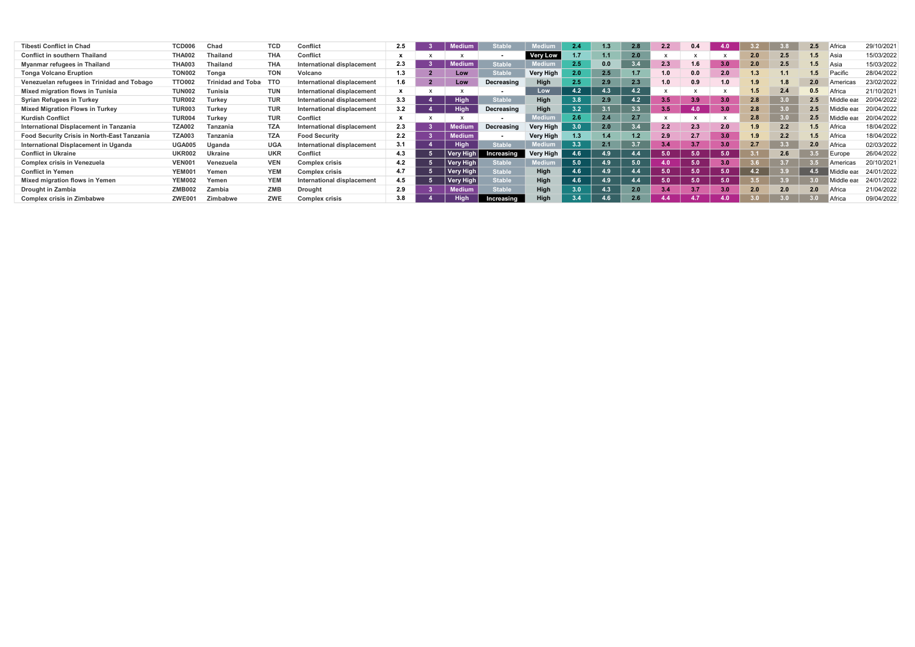| | | | | | | | | | | | | | | | | | | | | | |
|---|---|---|---|---|---|---|---|---|---|---|---|---|---|---|---|---|---|---|---|---|---|
| Tibesti Conflict in Chad | TCD006 | Chad | TCD | Conflict | 2.5 | 3 | Medium | Stable | Medium | 2.4 | 1.3 | 2.8 | 2.2 | 0.4 | 4.0 | 3.2 | 3.8 | 2.5 | Africa | 29/10/2021 |
| Conflict in southern Thailand | THA002 | Thailand | THA | Conflict | x | x | x | - | Very Low | 1.7 | 1.1 | 2.0 | x | x | x | 2.0 | 2.5 | 1.5 | Asia | 15/03/2022 |
| Myanmar refugees in Thailand | THA003 | Thailand | THA | International displacement | 2.3 | 3 | Medium | Stable | Medium | 2.5 | 0.0 | 3.4 | 2.3 | 1.6 | 3.0 | 2.0 | 2.5 | 1.5 | Asia | 15/03/2022 |
| Tonga Volcano Eruption | TON002 | Tonga | TON | Volcano | 1.3 | 2 | Low | Stable | Very High | 2.0 | 2.5 | 1.7 | 1.0 | 0.0 | 2.0 | 1.3 | 1.1 | 1.5 | Pacific | 28/04/2022 |
| Venezuelan refugees in Trinidad and Tobago | TTO002 | Trinidad and Toba | TTO | International displacement | 1.6 | 2 | Low | Decreasing | High | 2.5 | 2.9 | 2.3 | 1.0 | 0.9 | 1.0 | 1.9 | 1.8 | 2.0 | Americas | 23/02/2022 |
| Mixed migration flows in Tunisia | TUN002 | Tunisia | TUN | International displacement | x | x | x | - | Low | 4.2 | 4.3 | 4.2 | x | x | x | 1.5 | 2.4 | 0.5 | Africa | 21/10/2021 |
| Syrian Refugees in Turkey | TUR002 | Turkey | TUR | International displacement | 3.3 | 4 | High | Stable | High | 3.8 | 2.9 | 4.2 | 3.5 | 3.9 | 3.0 | 2.8 | 3.0 | 2.5 | Middle eas | 20/04/2022 |
| Mixed Migration Flows in Turkey | TUR003 | Turkey | TUR | International displacement | 3.2 | 4 | High | Decreasing | High | 3.2 | 3.1 | 3.3 | 3.5 | 4.0 | 3.0 | 2.8 | 3.0 | 2.5 | Middle eas | 20/04/2022 |
| Kurdish Conflict | TUR004 | Turkey | TUR | Conflict | x | x | x | - | Medium | 2.6 | 2.4 | 2.7 | x | x | x | 2.8 | 3.0 | 2.5 | Middle eas | 20/04/2022 |
| International Displacement in Tanzania | TZA002 | Tanzania | TZA | International displacement | 2.3 | 3 | Medium | Decreasing | Very High | 3.0 | 2.0 | 3.4 | 2.2 | 2.3 | 2.0 | 1.9 | 2.2 | 1.5 | Africa | 18/04/2022 |
| Food Security Crisis in North-East Tanzania | TZA003 | Tanzania | TZA | Food Security | 2.2 | 3 | Medium | - | Very High | 1.3 | 1.4 | 1.2 | 2.9 | 2.7 | 3.0 | 1.9 | 2.2 | 1.5 | Africa | 18/04/2022 |
| International Displacement in Uganda | UGA005 | Uganda | UGA | International displacement | 3.1 | 4 | High | Stable | Medium | 3.3 | 2.1 | 3.7 | 3.4 | 3.7 | 3.0 | 2.7 | 3.3 | 2.0 | Africa | 02/03/2022 |
| Conflict in Ukraine | UKR002 | Ukraine | UKR | Conflict | 4.3 | 5 | Very High | Increasing | Very High | 4.6 | 4.9 | 4.4 | 5.0 | 5.0 | 5.0 | 3.1 | 2.6 | 3.5 | Europe | 26/04/2022 |
| Complex crisis in Venezuela | VEN001 | Venezuela | VEN | Complex crisis | 4.2 | 5 | Very High | Stable | Medium | 5.0 | 4.9 | 5.0 | 4.0 | 5.0 | 3.0 | 3.6 | 3.7 | 3.5 | Americas | 20/10/2021 |
| Conflict in Yemen | YEM001 | Yemen | YEM | Complex crisis | 4.7 | 5 | Very High | Stable | High | 4.6 | 4.9 | 4.4 | 5.0 | 5.0 | 5.0 | 4.2 | 3.9 | 4.5 | Middle eas | 24/01/2022 |
| Mixed migration flows in Yemen | YEM002 | Yemen | YEM | International displacement | 4.5 | 5 | Very High | Stable | High | 4.6 | 4.9 | 4.4 | 5.0 | 5.0 | 5.0 | 3.5 | 3.9 | 3.0 | Middle eas | 24/01/2022 |
| Drought in Zambia | ZMB002 | Zambia | ZMB | Drought | 2.9 | 3 | Medium | Stable | High | 3.0 | 4.3 | 2.0 | 3.4 | 3.7 | 3.0 | 2.0 | 2.0 | 2.0 | Africa | 21/04/2022 |
| Complex crisis in Zimbabwe | ZWE001 | Zimbabwe | ZWE | Complex crisis | 3.8 | 4 | High | Increasing | High | 3.4 | 4.6 | 2.6 | 4.4 | 4.7 | 4.0 | 3.0 | 3.0 | 3.0 | Africa | 09/04/2022 |